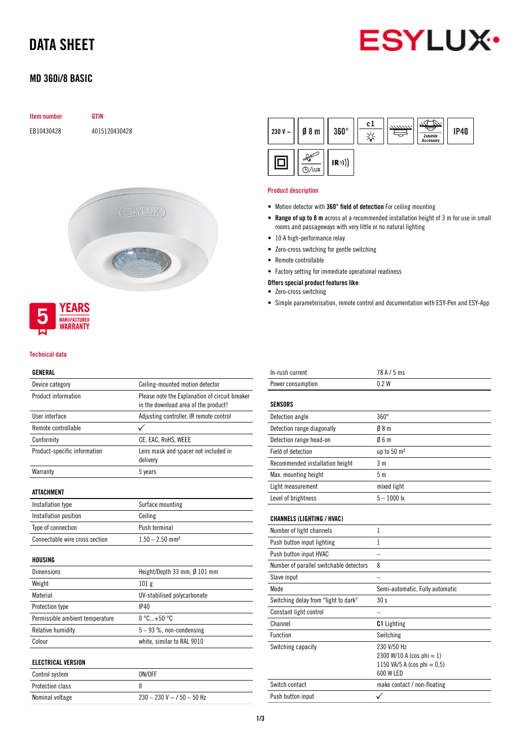# DATA SHEET

## MD 360i/8 BASIC

| Item number | GTIN |
|---|---|
| EB10430428 | 4015120430428 |

230 V ~ | Ø 8 m | 360° | c1 | Zubehör Accessory | IP40 | ⊡/LUX | IR

**5 YEARS MANUFACTURER WARRANTY**

### Product description

- Motion detector with **360° field of detection** For ceiling mounting
- **Range of up to 8 m** across at a recommended installation height of 3 m for use in small rooms and passageways with very little or no natural lighting
- 10 A high-performance relay
- Zero-cross switching for gentle switching
- Remote controllable
- Factory setting for immediate operational readiness

**Offers special product features like:**

- Zero-cross switching
- Simple parameterisation, remote control and documentation with ESY-Pen and ESY-App

### Technical data

| GENERAL | |
|---|---|
| Device category | Ceiling-mounted motion detector |
| Product information | Please note the Explanation of circuit breaker in the download area of the product! |
| User interface | Adjusting controller, IR remote control |
| Remote controllable | ✓ |
| Conformity | CE, EAC, RoHS, WEEE |
| Product-specific information | Lens mask and spacer not included in delivery |
| Warranty | 5 years |

| ATTACHMENT | |
|---|---|
| Installation type | Surface mounting |
| Installation position | Ceiling |
| Type of connection | Push terminal |
| Connectable wire cross section | 1.50 – 2.50 mm² |

| HOUSING | |
|---|---|
| Dimensions | Height/Depth 33 mm, Ø 101 mm |
| Weight | 101 g |
| Material | UV-stabilised polycarbonate |
| Protection type | IP40 |
| Permissible ambient temperature | 0 °C...+50 °C |
| Relative humidity | 5 – 93 %, non-condensing |
| Colour | white, similar to RAL 9010 |

| ELECTRICAL VERSION | |
|---|---|
| Control system | ON/OFF |
| Protection class | II |
| Nominal voltage | 230 – 230 V ~ / 50 – 50 Hz |
| In-rush current | 78 A / 5 ms |
| Power consumption | 0.2 W |

| SENSORS | |
|---|---|
| Detection angle | 360° |
| Detection range diagonally | Ø 8 m |
| Detection range head-on | Ø 6 m |
| Field of detection | up to 50 m² |
| Recommended installation height | 3 m |
| Max. mounting height | 5 m |
| Light measurement | mixed light |
| Level of brightness | 5 – 1000 lx |

| CHANNELS (LIGHTING / HVAC) | |
|---|---|
| Number of light channels | 1 |
| Push button input lighting | 1 |
| Push button input HVAC | – |
| Number of parallel switchable detectors | 8 |
| Slave input | – |
| Mode | Semi-automatic, Fully automatic |
| Switching delay from "light to dark" | 30 s |
| Constant light control | – |
| Channel | **C1** Lighting |
| Function | Switching |
| Switching capacity | 230 V/50 Hz<br>2300 W/10 A (cos phi = 1)<br>1150 VA/5 A (cos phi = 0,5)<br>600 W LED |
| Switch contact | make contact / non-floating |
| Push button input | ✓ |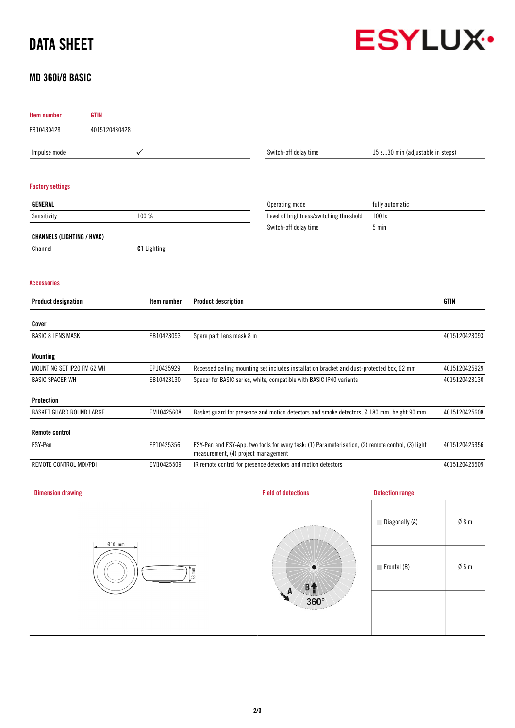# DATA SHEET

## MD 360i/8 BASIC

| Item number | GTIN |
|---|---|
| EB10430428 | 4015120430428 |

| | | | |
|---|---|---|---|
| Impulse mode | ✓ | Switch-off delay time | 15 s...30 min (adjustable in steps) |

### Factory settings

| GENERAL | | | |
|---|---|---|---|
| Sensitivity | 100 % | Operating mode | fully automatic |
| | | Level of brightness/switching threshold | 100 lx |
| | | Switch-off delay time | 5 min |

| CHANNELS (LIGHTING / HVAC) | |
|---|---|
| Channel | **C1** Lighting |

### Accessories

| Product designation | Item number | Product description | GTIN |
|---|---|---|---|
| **Cover** | | | |
| BASIC 8 LENS MASK | EB10423093 | Spare part Lens mask 8 m | 4015120423093 |
| **Mounting** | | | |
| MOUNTING SET IP20 FM 62 WH | EP10425929 | Recessed ceiling mounting set includes installation bracket and dust-protected box, 62 mm | 4015120425929 |
| BASIC SPACER WH | EB10423130 | Spacer for BASIC series, white, compatible with BASIC IP40 variants | 4015120423130 |
| **Protection** | | | |
| BASKET GUARD ROUND LARGE | EM10425608 | Basket guard for presence and motion detectors and smoke detectors, Ø 180 mm, height 90 mm | 4015120425608 |
| **Remote control** | | | |
| ESY-Pen | EP10425356 | ESY-Pen and ESY-App, two tools for every task: (1) Parameterisation, (2) remote control, (3) light measurement, (4) project management | 4015120425356 |
| REMOTE CONTROL MDi/PDi | EM10425509 | IR remote control for presence detectors and motion detectors | 4015120425509 |

### Dimension drawing

Ø 101 mm

33 mm

### Field of detections

A B 360°

### Detection range

| | |
|---|---|
| Diagonally (A) | Ø 8 m |
| Frontal (B) | Ø 6 m |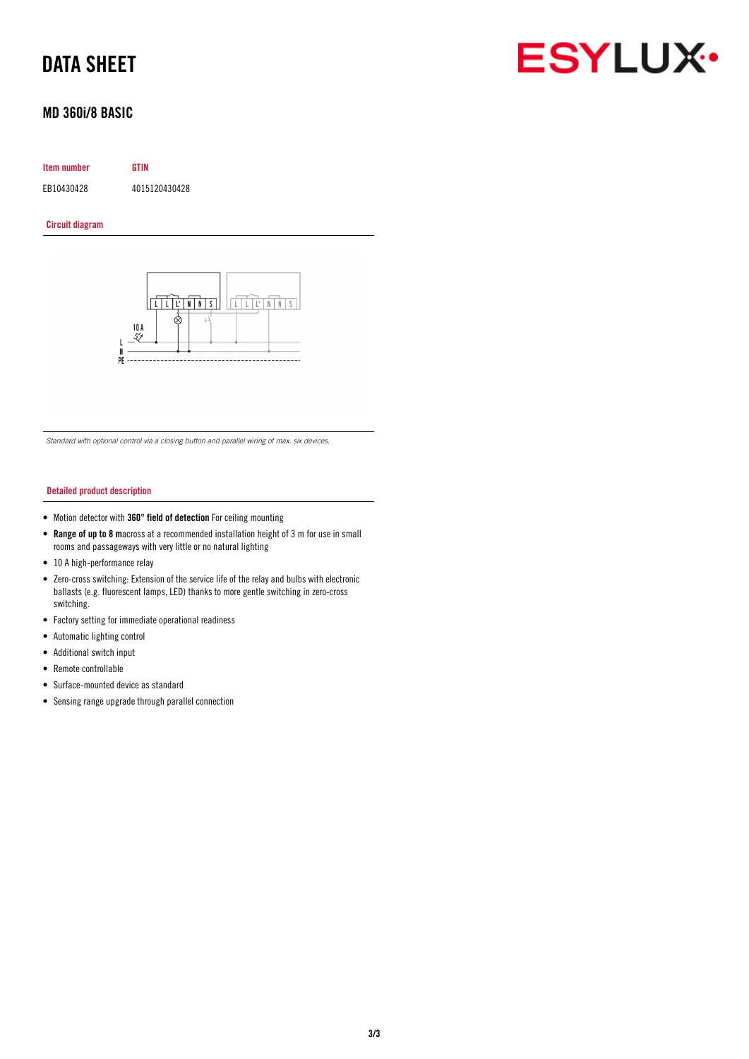# DATA SHEET

## MD 360i/8 BASIC

| Item number | GTIN |
| --- | --- |
| EB10430428 | 4015120430428 |

### Circuit diagram

L L L' N N S

L L L' N N S

10 A

L

N

PE

*Standard with optional control via a closing button and parallel wiring of max. six devices.*

### Detailed product description

- Motion detector with **360° field of detection** For ceiling mounting
- **Range of up to 8 m**across at a recommended installation height of 3 m for use in small rooms and passageways with very little or no natural lighting
- 10 A high-performance relay
- Zero-cross switching: Extension of the service life of the relay and bulbs with electronic ballasts (e.g. fluorescent lamps, LED) thanks to more gentle switching in zero-cross switching.
- Factory setting for immediate operational readiness
- Automatic lighting control
- Additional switch input
- Remote controllable
- Surface-mounted device as standard
- Sensing range upgrade through parallel connection